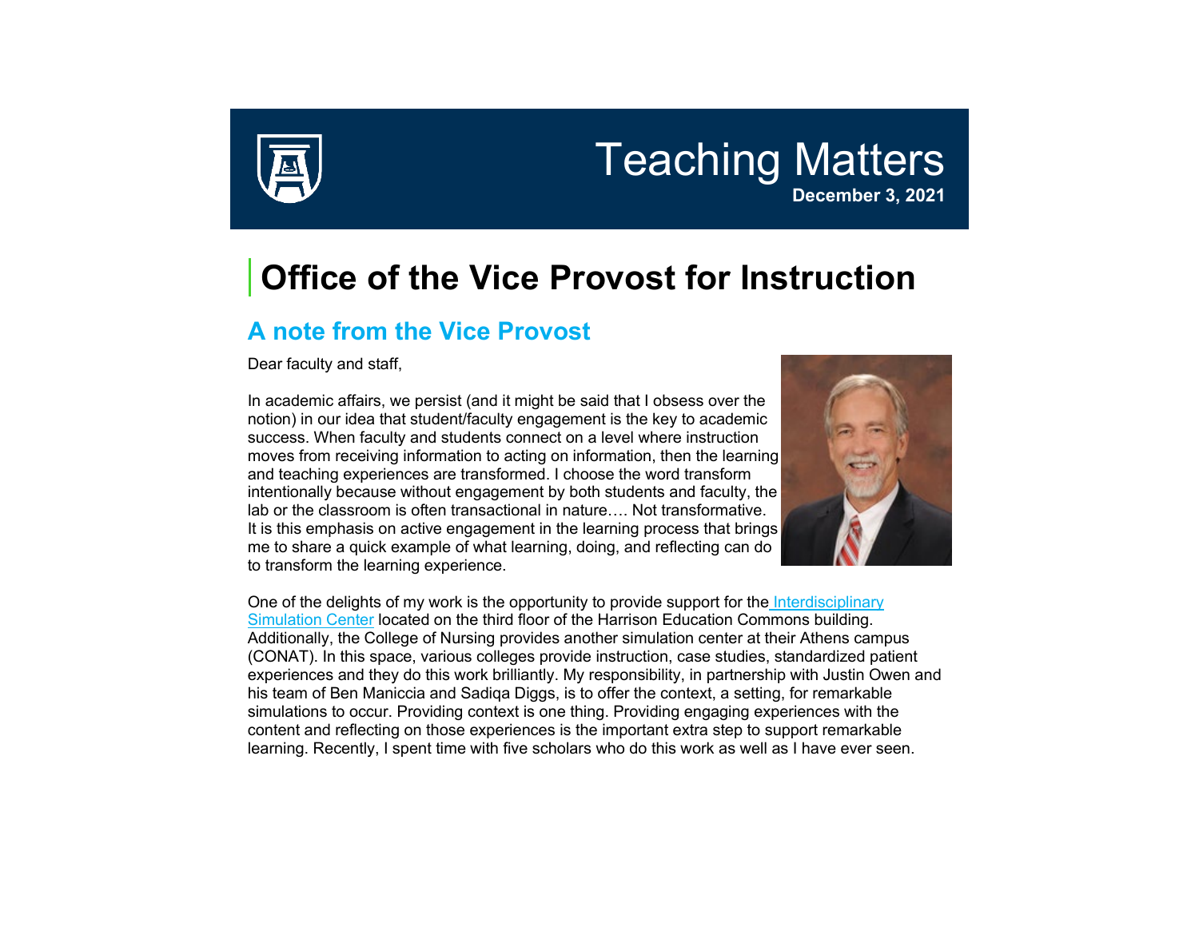# Teaching Matters

**December 3, 2021**

## Office of the Vice Provost for Instruction

### A note from the Vice Provost

Dear faculty and staff,

In academic affairs, we persist (and it might be said that I obsess over the notion) in our idea that student/faculty engagement is the key to academic success. When faculty and students connect on a level where instruction moves from receiving information to acting on information, then the learning and teaching experiences are transformed. I choose the word transform intentionally because without engagement by both students and faculty, the lab or the classroom is often transactional in nature…. Not transformative. It is this emphasis on active engagement in the learning process that brings me to share a quick example of what learning, doing, and reflecting can do to transform the learning experience.

One of the delights of my work is the opportunity to provide support for the Interdisciplinary Simulation Center located on the third floor of the Harrison Education Commons building. Additionally, the College of Nursing provides another simulation center at their Athens campus (CONAT). In this space, various colleges provide instruction, case studies, standardized patient experiences and they do this work brilliantly. My responsibility, in partnership with Justin Owen and his team of Ben Maniccia and Sadiqa Diggs, is to offer the context, a setting, for remarkable simulations to occur. Providing context is one thing. Providing engaging experiences with the content and reflecting on those experiences is the important extra step to support remarkable learning. Recently, I spent time with five scholars who do this work as well as I have ever seen.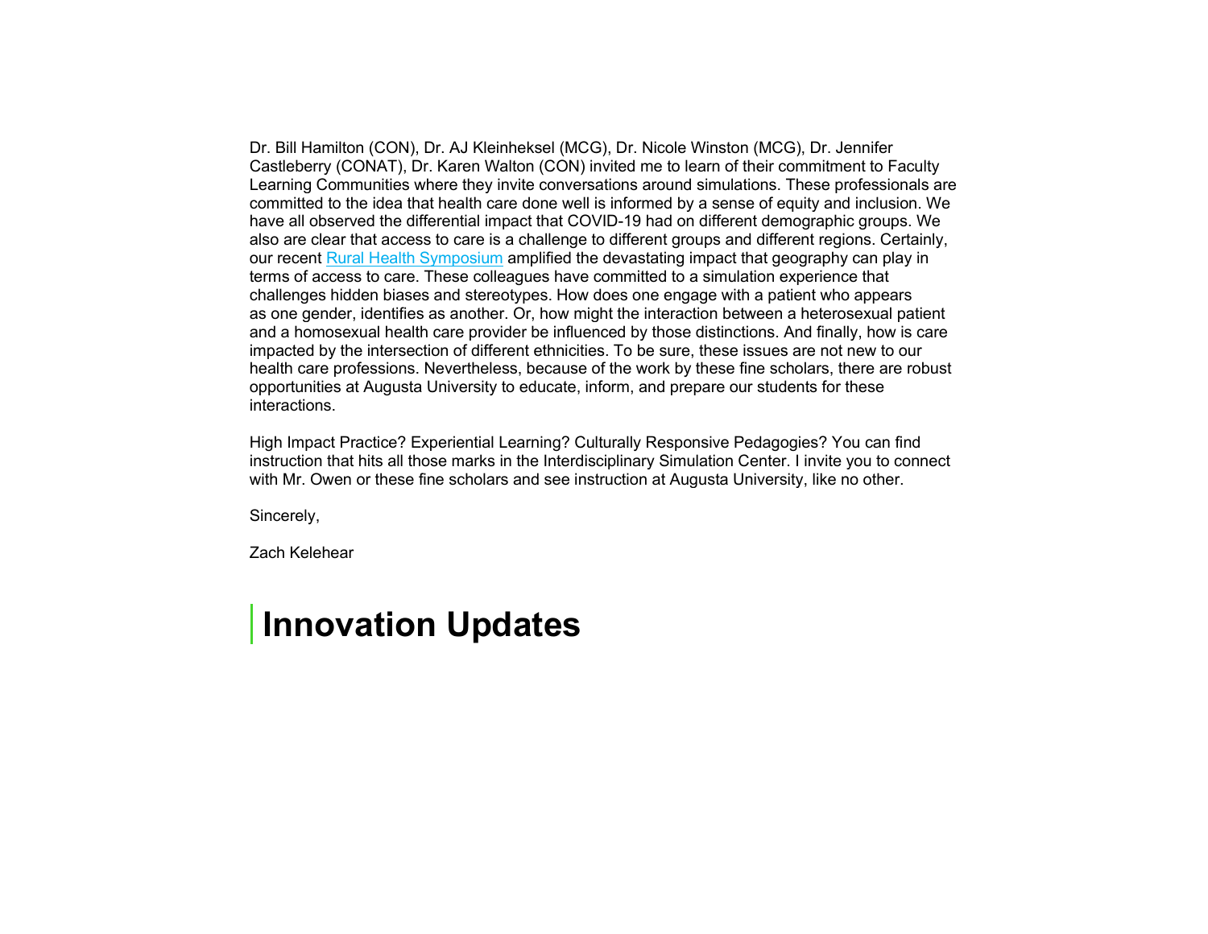Dr. Bill Hamilton (CON), Dr. AJ Kleinheksel (MCG), Dr. Nicole Winston (MCG), Dr. Jennifer Castleberry (CONAT), Dr. Karen Walton (CON) invited me to learn of their commitment to Faculty Learning Communities where they invite conversations around simulations. These professionals are committed to the idea that health care done well is informed by a sense of equity and inclusion. We have all observed the differential impact that COVID-19 had on different demographic groups. We also are clear that access to care is a challenge to different groups and different regions. Certainly, our recent Rural Health Symposium amplified the devastating impact that geography can play in terms of access to care. These colleagues have committed to a simulation experience that challenges hidden biases and stereotypes. How does one engage with a patient who appears as one gender, identifies as another. Or, how might the interaction between a heterosexual patient and a homosexual health care provider be influenced by those distinctions. And finally, how is care impacted by the intersection of different ethnicities. To be sure, these issues are not new to our health care professions. Nevertheless, because of the work by these fine scholars, there are robust opportunities at Augusta University to educate, inform, and prepare our students for these interactions.

High Impact Practice? Experiential Learning? Culturally Responsive Pedagogies? You can find instruction that hits all those marks in the Interdisciplinary Simulation Center. I invite you to connect with Mr. Owen or these fine scholars and see instruction at Augusta University, like no other.

Sincerely,

Zach Kelehear

# Innovation Updates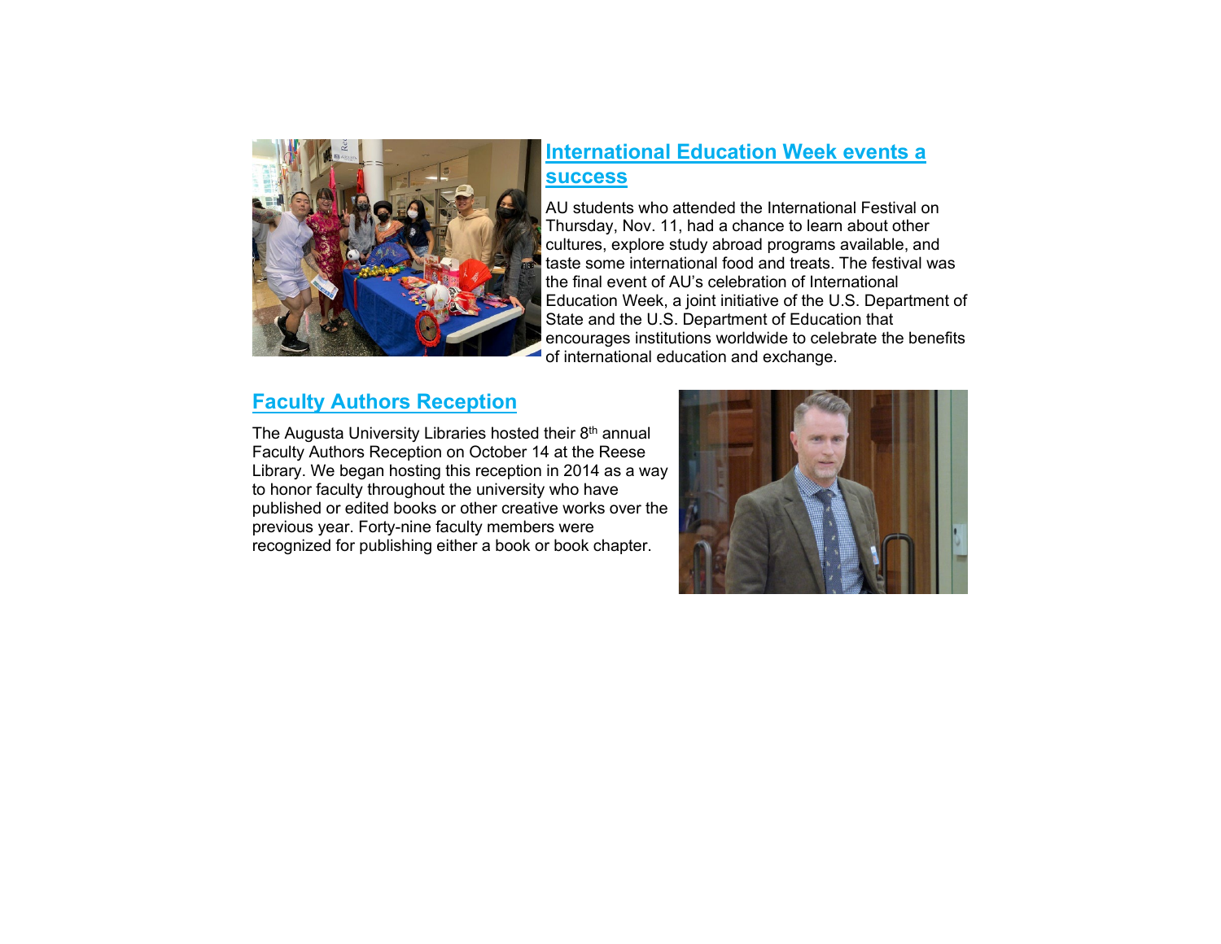## International Education Week events a success

AU students who attended the International Festival on Thursday, Nov. 11, had a chance to learn about other cultures, explore study abroad programs available, and taste some international food and treats. The festival was the final event of AU's celebration of International Education Week, a joint initiative of the U.S. Department of State and the U.S. Department of Education that encourages institutions worldwide to celebrate the benefits of international education and exchange.

## Faculty Authors Reception

The Augusta University Libraries hosted their 8th annual Faculty Authors Reception on October 14 at the Reese Library. We began hosting this reception in 2014 as a way to honor faculty throughout the university who have published or edited books or other creative works over the previous year. Forty-nine faculty members were recognized for publishing either a book or book chapter.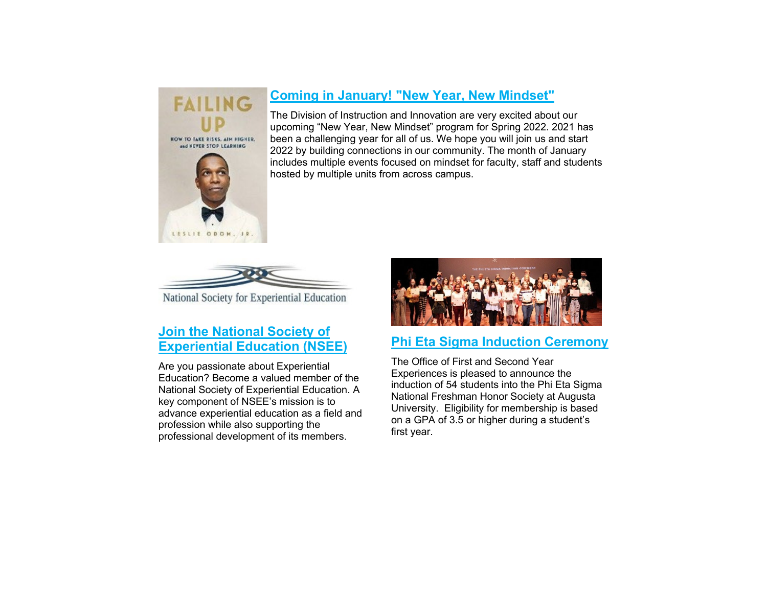## Coming in January! "New Year, New Mindset"

The Division of Instruction and Innovation are very excited about our upcoming "New Year, New Mindset" program for Spring 2022. 2021 has been a challenging year for all of us. We hope you will join us and start 2022 by building connections in our community. The month of January includes multiple events focused on mindset for faculty, staff and students hosted by multiple units from across campus.

## Join the National Society of Experiential Education (NSEE)

Are you passionate about Experiential Education? Become a valued member of the National Society of Experiential Education. A key component of NSEE's mission is to advance experiential education as a field and profession while also supporting the professional development of its members.

## Phi Eta Sigma Induction Ceremony

The Office of First and Second Year Experiences is pleased to announce the induction of 54 students into the Phi Eta Sigma National Freshman Honor Society at Augusta University. Eligibility for membership is based on a GPA of 3.5 or higher during a student's first year.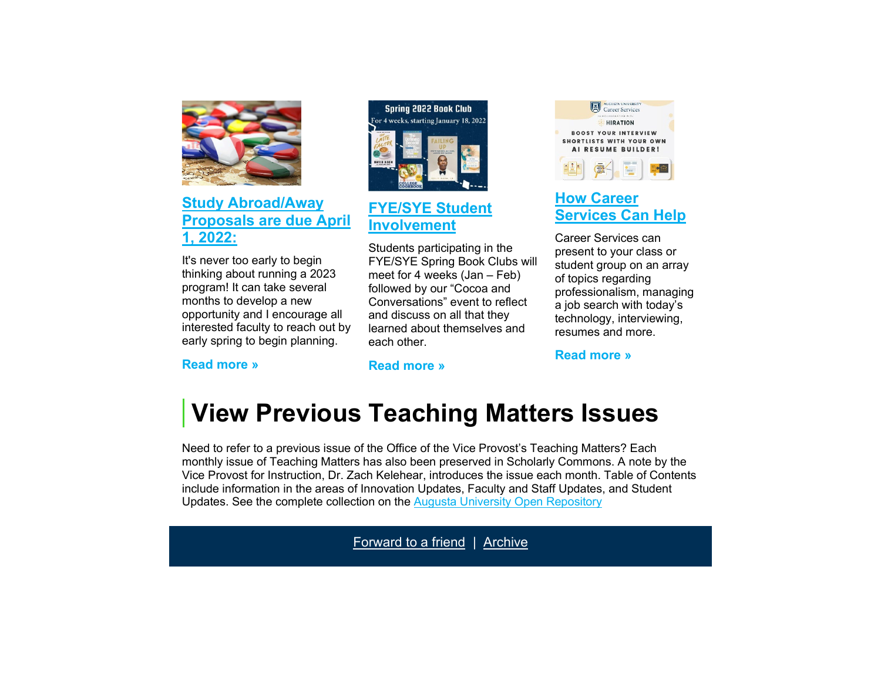### Study Abroad/Away Proposals are due April 1, 2022:

It's never too early to begin thinking about running a 2023 program! It can take several months to develop a new opportunity and I encourage all interested faculty to reach out by early spring to begin planning.

**Read more »**

### FYE/SYE Student Involvement

Students participating in the FYE/SYE Spring Book Clubs will meet for 4 weeks (Jan – Feb) followed by our “Cocoa and Conversations” event to reflect and discuss on all that they learned about themselves and each other.

**Read more »**

### How Career Services Can Help

Career Services can present to your class or student group on an array of topics regarding professionalism, managing a job search with today’s technology, interviewing, resumes and more.

**Read more »**

# View Previous Teaching Matters Issues

Need to refer to a previous issue of the Office of the Vice Provost’s Teaching Matters? Each monthly issue of Teaching Matters has also been preserved in Scholarly Commons. A note by the Vice Provost for Instruction, Dr. Zach Kelehear, introduces the issue each month. Table of Contents include information in the areas of Innovation Updates, Faculty and Staff Updates, and Student Updates. See the complete collection on the Augusta University Open Repository

Forward to a friend | Archive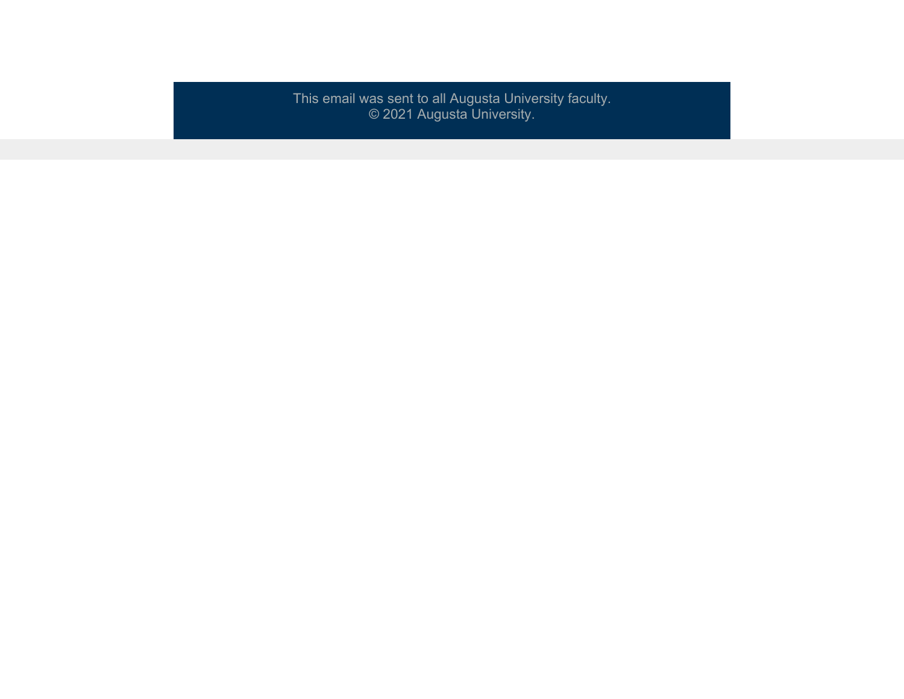This email was sent to all Augusta University faculty.
© 2021 Augusta University.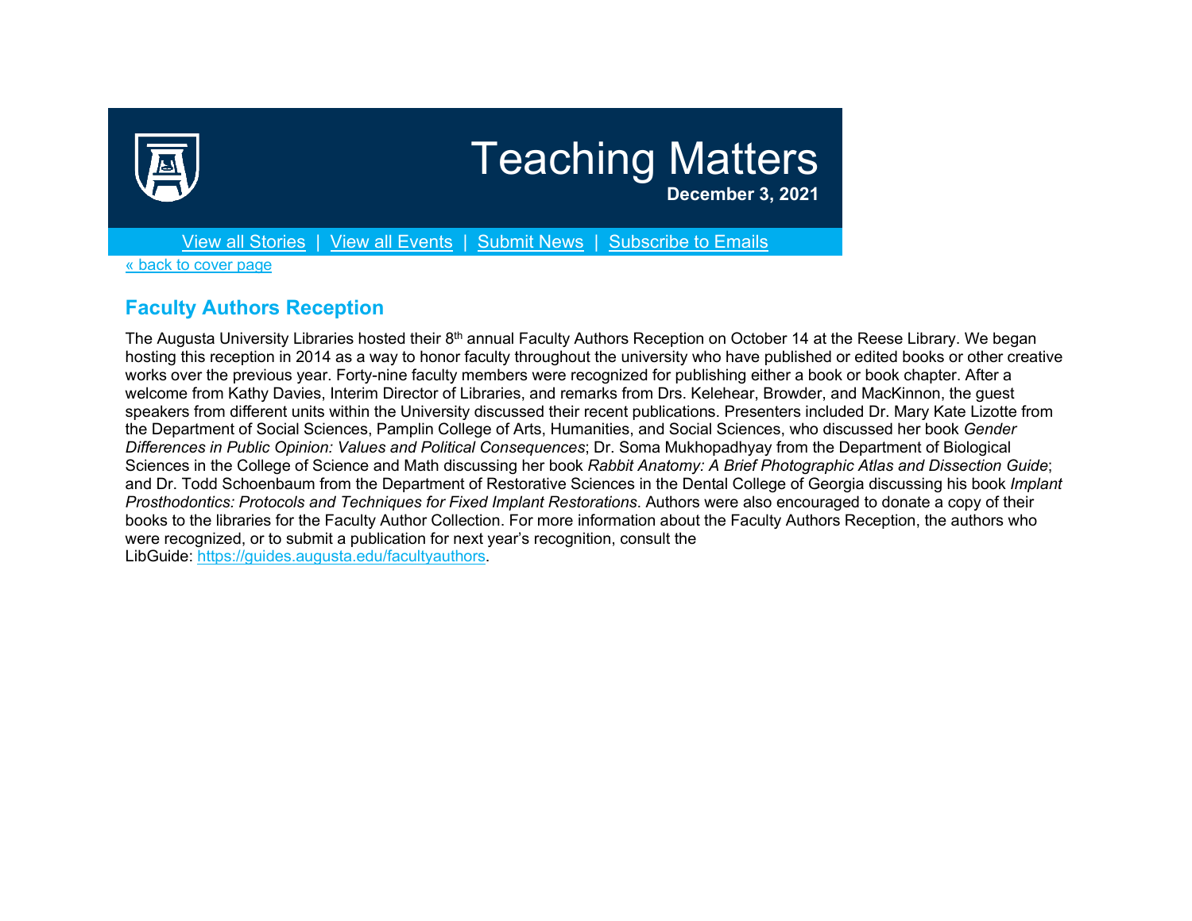# Teaching Matters

**December 3, 2021**

View all Stories | View all Events | Submit News | Subscribe to Emails

« back to cover page

## Faculty Authors Reception

The Augusta University Libraries hosted their 8th annual Faculty Authors Reception on October 14 at the Reese Library. We began hosting this reception in 2014 as a way to honor faculty throughout the university who have published or edited books or other creative works over the previous year. Forty-nine faculty members were recognized for publishing either a book or book chapter. After a welcome from Kathy Davies, Interim Director of Libraries, and remarks from Drs. Kelehear, Browder, and MacKinnon, the guest speakers from different units within the University discussed their recent publications. Presenters included Dr. Mary Kate Lizotte from the Department of Social Sciences, Pamplin College of Arts, Humanities, and Social Sciences, who discussed her book *Gender Differences in Public Opinion: Values and Political Consequences*; Dr. Soma Mukhopadhyay from the Department of Biological Sciences in the College of Science and Math discussing her book *Rabbit Anatomy: A Brief Photographic Atlas and Dissection Guide*; and Dr. Todd Schoenbaum from the Department of Restorative Sciences in the Dental College of Georgia discussing his book *Implant Prosthodontics: Protocols and Techniques for Fixed Implant Restorations*. Authors were also encouraged to donate a copy of their books to the libraries for the Faculty Author Collection. For more information about the Faculty Authors Reception, the authors who were recognized, or to submit a publication for next year's recognition, consult the LibGuide: https://guides.augusta.edu/facultyauthors.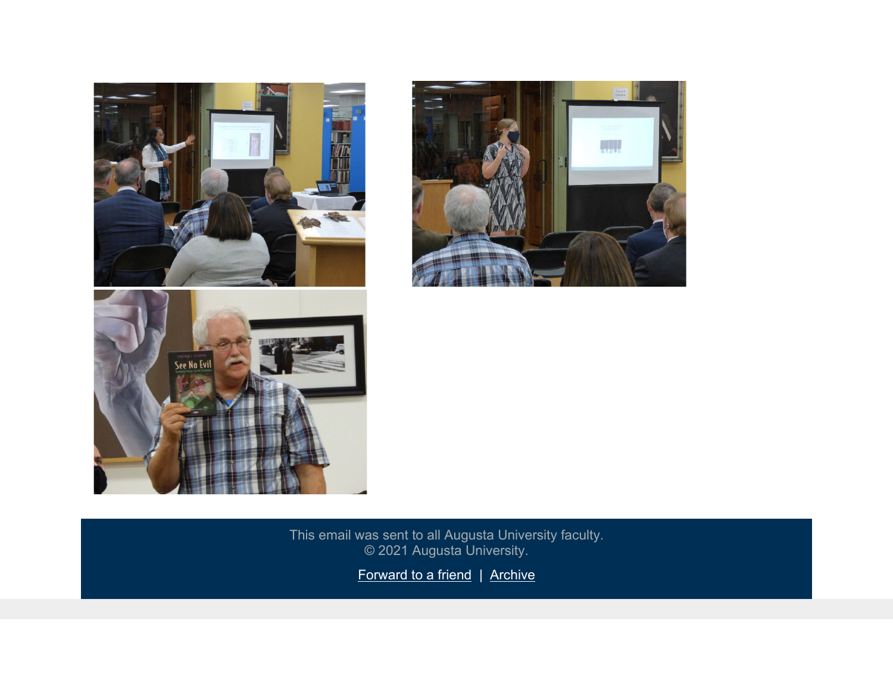This email was sent to all Augusta University faculty.
© 2021 Augusta University.

Forward to a friend | Archive